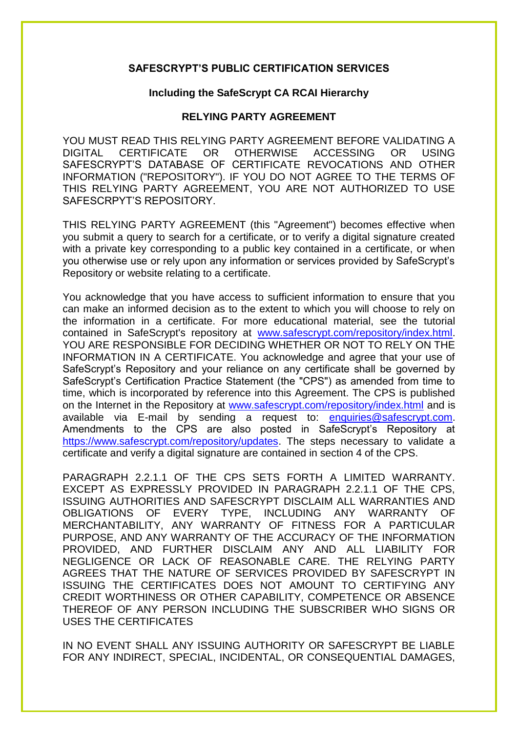**SAFESCRYPT'S PUBLIC CERTIFICATION SERVICES**

**Including the SafeScrypt CA RCAI Hierarchy**

**RELYING PARTY AGREEMENT**

YOU MUST READ THIS RELYING PARTY AGREEMENT BEFORE VALIDATING A DIGITAL CERTIFICATE OR OTHERWISE ACCESSING OR USING SAFESCRYPT'S DATABASE OF CERTIFICATE REVOCATIONS AND OTHER INFORMATION ("REPOSITORY"). IF YOU DO NOT AGREE TO THE TERMS OF THIS RELYING PARTY AGREEMENT, YOU ARE NOT AUTHORIZED TO USE SAFESCRPYT'S REPOSITORY.

THIS RELYING PARTY AGREEMENT (this "Agreement") becomes effective when you submit a query to search for a certificate, or to verify a digital signature created with a private key corresponding to a public key contained in a certificate, or when you otherwise use or rely upon any information or services provided by SafeScrypt's Repository or website relating to a certificate.

You acknowledge that you have access to sufficient information to ensure that you can make an informed decision as to the extent to which you will choose to rely on the information in a certificate. For more educational material, see the tutorial contained in SafeScrypt's repository at [www.safescrypt.com/repository/index.html](www.safescrypt.com/repository/index.html). YOU ARE RESPONSIBLE FOR DECIDING WHETHER OR NOT TO RELY ON THE INFORMATION IN A CERTIFICATE. You acknowledge and agree that your use of SafeScrypt's Repository and your reliance on any certificate shall be governed by SafeScrypt's Certification Practice Statement (the "CPS") as amended from time to time, which is incorporated by reference into this Agreement. The CPS is published on the Internet in the Repository at [www.safescrypt.com/repository/index.html](www.safescrypt.com/repository/index.html) and is available via E-mail by sending a request to: [enquiries@safescrypt.com](mailto:enquiries@safescrypt.com). Amendments to the CPS are also posted in SafeScrypt's Repository at [https://www.safescrypt.com/repository/updates](https://www.safescrypt.com/repository/updates). The steps necessary to validate a certificate and verify a digital signature are contained in section 4 of the CPS.

PARAGRAPH 2.2.1.1 OF THE CPS SETS FORTH A LIMITED WARRANTY. EXCEPT AS EXPRESSLY PROVIDED IN PARAGRAPH 2.2.1.1 OF THE CPS, ISSUING AUTHORITIES AND SAFESCRYPT DISCLAIM ALL WARRANTIES AND OBLIGATIONS OF EVERY TYPE, INCLUDING ANY WARRANTY OF MERCHANTABILITY, ANY WARRANTY OF FITNESS FOR A PARTICULAR PURPOSE, AND ANY WARRANTY OF THE ACCURACY OF THE INFORMATION PROVIDED, AND FURTHER DISCLAIM ANY AND ALL LIABILITY FOR NEGLIGENCE OR LACK OF REASONABLE CARE. THE RELYING PARTY AGREES THAT THE NATURE OF SERVICES PROVIDED BY SAFESCRYPT IN ISSUING THE CERTIFICATES DOES NOT AMOUNT TO CERTIFYING ANY CREDIT WORTHINESS OR OTHER CAPABILITY, COMPETENCE OR ABSENCE THEREOF OF ANY PERSON INCLUDING THE SUBSCRIBER WHO SIGNS OR USES THE CERTIFICATES

IN NO EVENT SHALL ANY ISSUING AUTHORITY OR SAFESCRYPT BE LIABLE FOR ANY INDIRECT, SPECIAL, INCIDENTAL, OR CONSEQUENTIAL DAMAGES,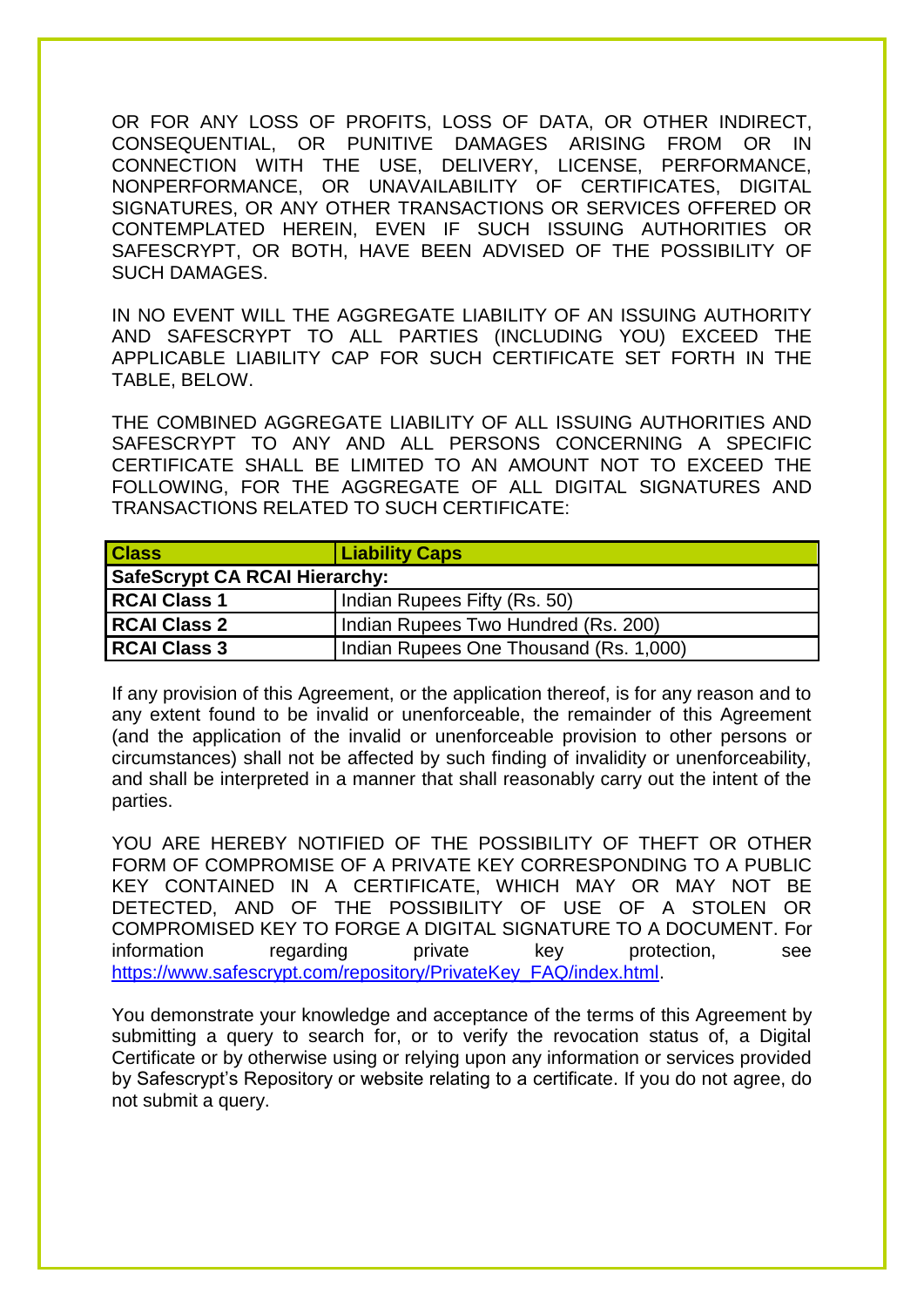OR FOR ANY LOSS OF PROFITS, LOSS OF DATA, OR OTHER INDIRECT, CONSEQUENTIAL, OR PUNITIVE DAMAGES ARISING FROM OR IN CONNECTION WITH THE USE, DELIVERY, LICENSE, PERFORMANCE, NONPERFORMANCE, OR UNAVAILABILITY OF CERTIFICATES, DIGITAL SIGNATURES, OR ANY OTHER TRANSACTIONS OR SERVICES OFFERED OR CONTEMPLATED HEREIN, EVEN IF SUCH ISSUING AUTHORITIES OR SAFESCRYPT, OR BOTH, HAVE BEEN ADVISED OF THE POSSIBILITY OF SUCH DAMAGES.

IN NO EVENT WILL THE AGGREGATE LIABILITY OF AN ISSUING AUTHORITY AND SAFESCRYPT TO ALL PARTIES (INCLUDING YOU) EXCEED THE APPLICABLE LIABILITY CAP FOR SUCH CERTIFICATE SET FORTH IN THE TABLE, BELOW.

THE COMBINED AGGREGATE LIABILITY OF ALL ISSUING AUTHORITIES AND SAFESCRYPT TO ANY AND ALL PERSONS CONCERNING A SPECIFIC CERTIFICATE SHALL BE LIMITED TO AN AMOUNT NOT TO EXCEED THE FOLLOWING, FOR THE AGGREGATE OF ALL DIGITAL SIGNATURES AND TRANSACTIONS RELATED TO SUCH CERTIFICATE:

| **Class** | **Liability Caps** |
|---|---|
| **SafeScrypt CA RCAI Hierarchy:** | |
| **RCAI Class 1** | Indian Rupees Fifty (Rs. 50) |
| **RCAI Class 2** | Indian Rupees Two Hundred (Rs. 200) |
| **RCAI Class 3** | Indian Rupees One Thousand (Rs. 1,000) |

If any provision of this Agreement, or the application thereof, is for any reason and to any extent found to be invalid or unenforceable, the remainder of this Agreement (and the application of the invalid or unenforceable provision to other persons or circumstances) shall not be affected by such finding of invalidity or unenforceability, and shall be interpreted in a manner that shall reasonably carry out the intent of the parties.

YOU ARE HEREBY NOTIFIED OF THE POSSIBILITY OF THEFT OR OTHER FORM OF COMPROMISE OF A PRIVATE KEY CORRESPONDING TO A PUBLIC KEY CONTAINED IN A CERTIFICATE, WHICH MAY OR MAY NOT BE DETECTED, AND OF THE POSSIBILITY OF USE OF A STOLEN OR COMPROMISED KEY TO FORGE A DIGITAL SIGNATURE TO A DOCUMENT. For information regarding private key protection, see https://www.safescrypt.com/repository/PrivateKey_FAQ/index.html.

You demonstrate your knowledge and acceptance of the terms of this Agreement by submitting a query to search for, or to verify the revocation status of, a Digital Certificate or by otherwise using or relying upon any information or services provided by Safescrypt's Repository or website relating to a certificate. If you do not agree, do not submit a query.